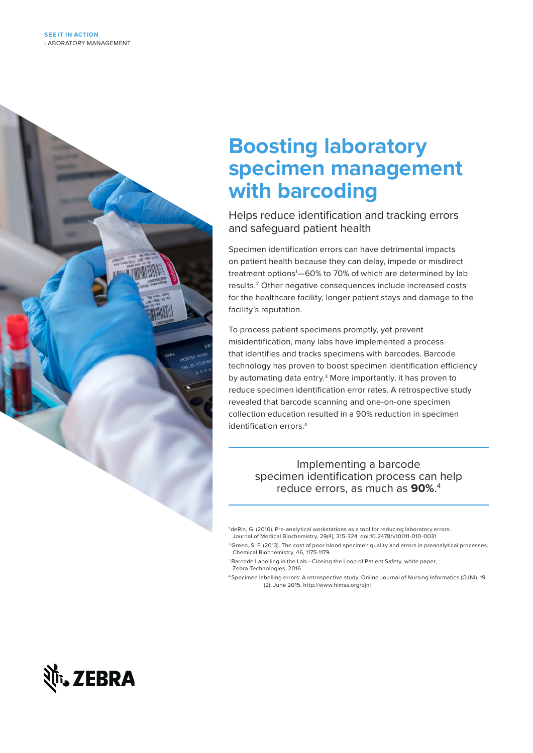**SEE IT IN ACTION**
LABORATORY MANAGEMENT

# Boosting laboratory specimen management with barcoding

## Helps reduce identification and tracking errors and safeguard patient health

Specimen identification errors can have detrimental impacts on patient health because they can delay, impede or misdirect treatment options[1]—60% to 70% of which are determined by lab results.[2] Other negative consequences include increased costs for the healthcare facility, longer patient stays and damage to the facility's reputation.

To process patient specimens promptly, yet prevent misidentification, many labs have implemented a process that identifies and tracks specimens with barcodes. Barcode technology has proven to boost specimen identification efficiency by automating data entry.[3] More importantly, it has proven to reduce specimen identification error rates. A retrospective study revealed that barcode scanning and one-on-one specimen collection education resulted in a 90% reduction in specimen identification errors.[4]

---

Implementing a barcode specimen identification process can help reduce errors, as much as **90%**.[4]

---

[1] deRin, G. (2010). Pre-analytical workstations as a tool for reducing laboratory errors. Journal of Medical Biochemistry, 29(4), 315-324. doi:10.2478/v10011-010-0031

[2] Green, S. F. (2013). The cost of poor blood specimen quality and errors in preanalytical processes. Chemical Biochemistry, 46, 1175-1179.

[3] Barcode Labelling in the Lab—Closing the Loop of Patient Safety, white paper, Zebra Technologies, 2016

[4] Specimen labelling errors: A retrospective study, Online Journal of Nursing Informatics (OJNI), 19 (2), June 2015. http://www.himss.org/ojni

ZEBRA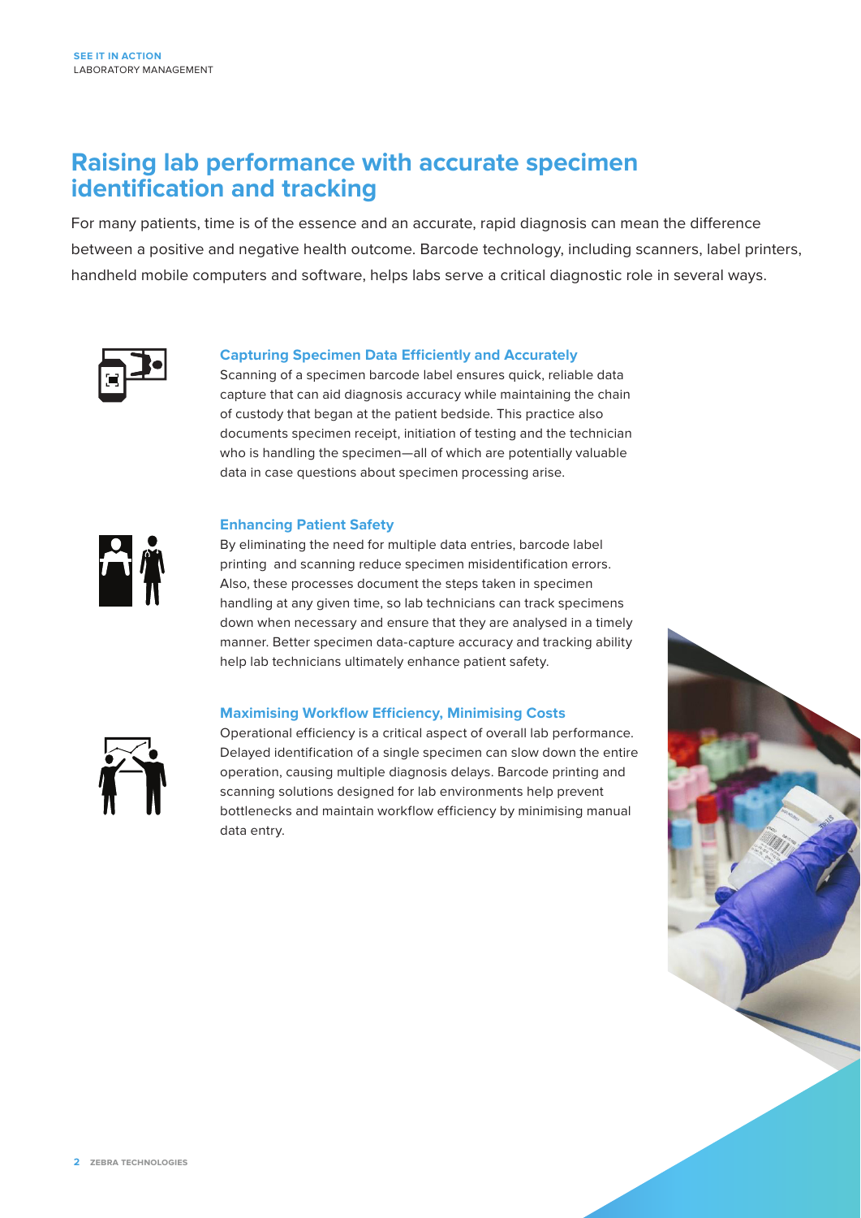**SEE IT IN ACTION**
LABORATORY MANAGEMENT

# Raising lab performance with accurate specimen identification and tracking

For many patients, time is of the essence and an accurate, rapid diagnosis can mean the difference between a positive and negative health outcome. Barcode technology, including scanners, label printers, handheld mobile computers and software, helps labs serve a critical diagnostic role in several ways.

### Capturing Specimen Data Efficiently and Accurately

Scanning of a specimen barcode label ensures quick, reliable data capture that can aid diagnosis accuracy while maintaining the chain of custody that began at the patient bedside. This practice also documents specimen receipt, initiation of testing and the technician who is handling the specimen—all of which are potentially valuable data in case questions about specimen processing arise.

### Enhancing Patient Safety

By eliminating the need for multiple data entries, barcode label printing and scanning reduce specimen misidentification errors. Also, these processes document the steps taken in specimen handling at any given time, so lab technicians can track specimens down when necessary and ensure that they are analysed in a timely manner. Better specimen data-capture accuracy and tracking ability help lab technicians ultimately enhance patient safety.

### Maximising Workflow Efficiency, Minimising Costs

Operational efficiency is a critical aspect of overall lab performance. Delayed identification of a single specimen can slow down the entire operation, causing multiple diagnosis delays. Barcode printing and scanning solutions designed for lab environments help prevent bottlenecks and maintain workflow efficiency by minimising manual data entry.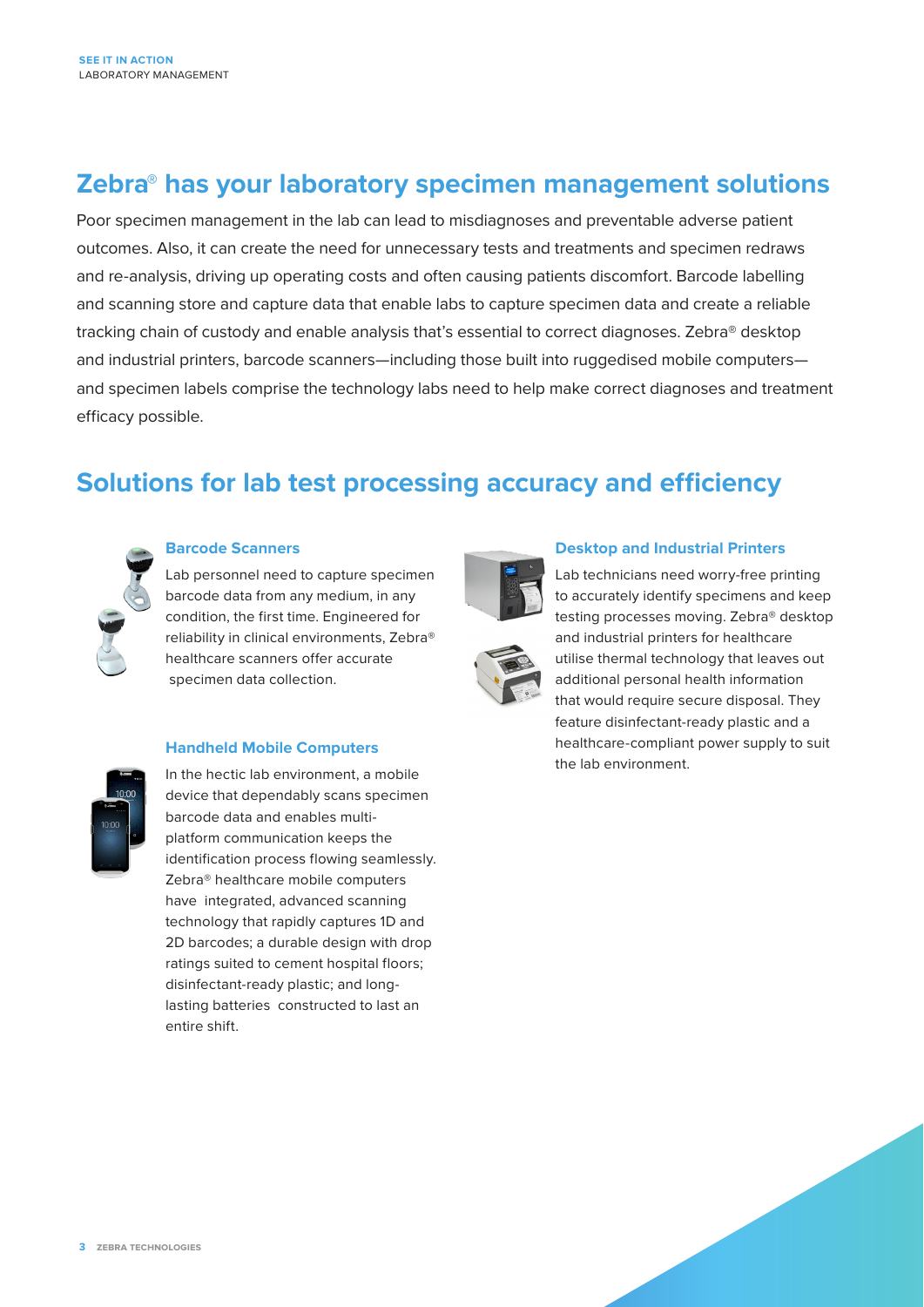## Zebra® has your laboratory specimen management solutions

Poor specimen management in the lab can lead to misdiagnoses and preventable adverse patient outcomes. Also, it can create the need for unnecessary tests and treatments and specimen redraws and re-analysis, driving up operating costs and often causing patients discomfort. Barcode labelling and scanning store and capture data that enable labs to capture specimen data and create a reliable tracking chain of custody and enable analysis that's essential to correct diagnoses. Zebra® desktop and industrial printers, barcode scanners—including those built into ruggedised mobile computers—and specimen labels comprise the technology labs need to help make correct diagnoses and treatment efficacy possible.

## Solutions for lab test processing accuracy and efficiency

### Barcode Scanners

Lab personnel need to capture specimen barcode data from any medium, in any condition, the first time. Engineered for reliability in clinical environments, Zebra® healthcare scanners offer accurate specimen data collection.

### Handheld Mobile Computers

In the hectic lab environment, a mobile device that dependably scans specimen barcode data and enables multi-platform communication keeps the identification process flowing seamlessly. Zebra® healthcare mobile computers have integrated, advanced scanning technology that rapidly captures 1D and 2D barcodes; a durable design with drop ratings suited to cement hospital floors; disinfectant-ready plastic; and long-lasting batteries constructed to last an entire shift.

### Desktop and Industrial Printers

Lab technicians need worry-free printing to accurately identify specimens and keep testing processes moving. Zebra® desktop and industrial printers for healthcare utilise thermal technology that leaves out additional personal health information that would require secure disposal. They feature disinfectant-ready plastic and a healthcare-compliant power supply to suit the lab environment.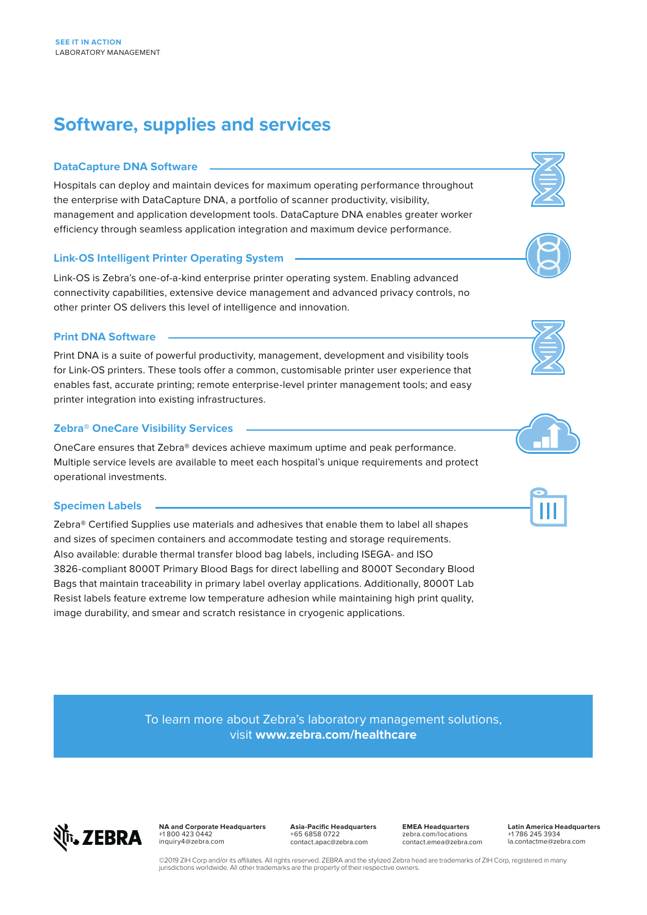SEE IT IN ACTION
LABORATORY MANAGEMENT

# Software, supplies and services

## DataCapture DNA Software

Hospitals can deploy and maintain devices for maximum operating performance throughout the enterprise with DataCapture DNA, a portfolio of scanner productivity, visibility, management and application development tools. DataCapture DNA enables greater worker efficiency through seamless application integration and maximum device performance.

## Link-OS Intelligent Printer Operating System

Link-OS is Zebra's one-of-a-kind enterprise printer operating system. Enabling advanced connectivity capabilities, extensive device management and advanced privacy controls, no other printer OS delivers this level of intelligence and innovation.

## Print DNA Software

Print DNA is a suite of powerful productivity, management, development and visibility tools for Link-OS printers. These tools offer a common, customisable printer user experience that enables fast, accurate printing; remote enterprise-level printer management tools; and easy printer integration into existing infrastructures.

## Zebra® OneCare Visibility Services

OneCare ensures that Zebra® devices achieve maximum uptime and peak performance. Multiple service levels are available to meet each hospital's unique requirements and protect operational investments.

## Specimen Labels

Zebra® Certified Supplies use materials and adhesives that enable them to label all shapes and sizes of specimen containers and accommodate testing and storage requirements. Also available: durable thermal transfer blood bag labels, including ISEGA- and ISO 3826-compliant 8000T Primary Blood Bags for direct labelling and 8000T Secondary Blood Bags that maintain traceability in primary label overlay applications. Additionally, 8000T Lab Resist labels feature extreme low temperature adhesion while maintaining high print quality, image durability, and smear and scratch resistance in cryogenic applications.

To learn more about Zebra's laboratory management solutions, visit **www.zebra.com/healthcare**

**NA and Corporate Headquarters**
+1 800 423 0442
inquiry4@zebra.com

**Asia-Pacific Headquarters**
+65 6858 0722
contact.apac@zebra.com

**EMEA Headquarters**
zebra.com/locations
contact.emea@zebra.com

**Latin America Headquarters**
+1 786 245 3934
la.contactme@zebra.com

©2019 ZIH Corp and/or its affiliates. All rights reserved. ZEBRA and the stylized Zebra head are trademarks of ZIH Corp, registered in many jurisdictions worldwide. All other trademarks are the property of their respective owners.